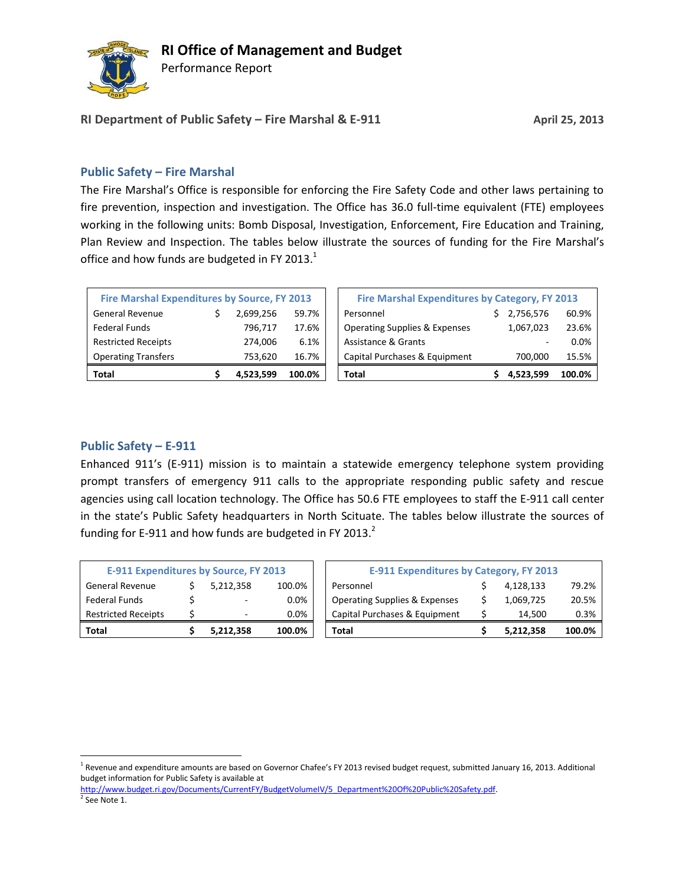# RI Office of Management and Budget

Performance Report

**RI Department of Public Safety – Fire Marshal & E-911** **April 25, 2013**

## Public Safety – Fire Marshal

The Fire Marshal's Office is responsible for enforcing the Fire Safety Code and other laws pertaining to fire prevention, inspection and investigation. The Office has 36.0 full-time equivalent (FTE) employees working in the following units: Bomb Disposal, Investigation, Enforcement, Fire Education and Training, Plan Review and Inspection. The tables below illustrate the sources of funding for the Fire Marshal's office and how funds are budgeted in FY 2013.[1]

| Fire Marshal Expenditures by Source, FY 2013 | | |
|---|---|---|
| General Revenue | $ 2,699,256 | 59.7% |
| Federal Funds | 796,717 | 17.6% |
| Restricted Receipts | 274,006 | 6.1% |
| Operating Transfers | 753,620 | 16.7% |
| **Total** | **$ 4,523,599** | **100.0%** |

| Fire Marshal Expenditures by Category, FY 2013 | | |
|---|---|---|
| Personnel | $ 2,756,576 | 60.9% |
| Operating Supplies & Expenses | 1,067,023 | 23.6% |
| Assistance & Grants | - | 0.0% |
| Capital Purchases & Equipment | 700,000 | 15.5% |
| **Total** | **$ 4,523,599** | **100.0%** |

## Public Safety – E-911

Enhanced 911's (E-911) mission is to maintain a statewide emergency telephone system providing prompt transfers of emergency 911 calls to the appropriate responding public safety and rescue agencies using call location technology. The Office has 50.6 FTE employees to staff the E-911 call center in the state's Public Safety headquarters in North Scituate. The tables below illustrate the sources of funding for E-911 and how funds are budgeted in FY 2013.[2]

| E-911 Expenditures by Source, FY 2013 | | |
|---|---|---|
| General Revenue | $ 5,212,358 | 100.0% |
| Federal Funds | $ - | 0.0% |
| Restricted Receipts | $ - | 0.0% |
| **Total** | **$ 5,212,358** | **100.0%** |

| E-911 Expenditures by Category, FY 2013 | | |
|---|---|---|
| Personnel | $ 4,128,133 | 79.2% |
| Operating Supplies & Expenses | $ 1,069,725 | 20.5% |
| Capital Purchases & Equipment | $ 14,500 | 0.3% |
| **Total** | **$ 5,212,358** | **100.0%** |

---

[1] Revenue and expenditure amounts are based on Governor Chafee's FY 2013 revised budget request, submitted January 16, 2013. Additional budget information for Public Safety is available at http://www.budget.ri.gov/Documents/CurrentFY/BudgetVolumeIV/5_Department%20Of%20Public%20Safety.pdf.

[2] See Note 1.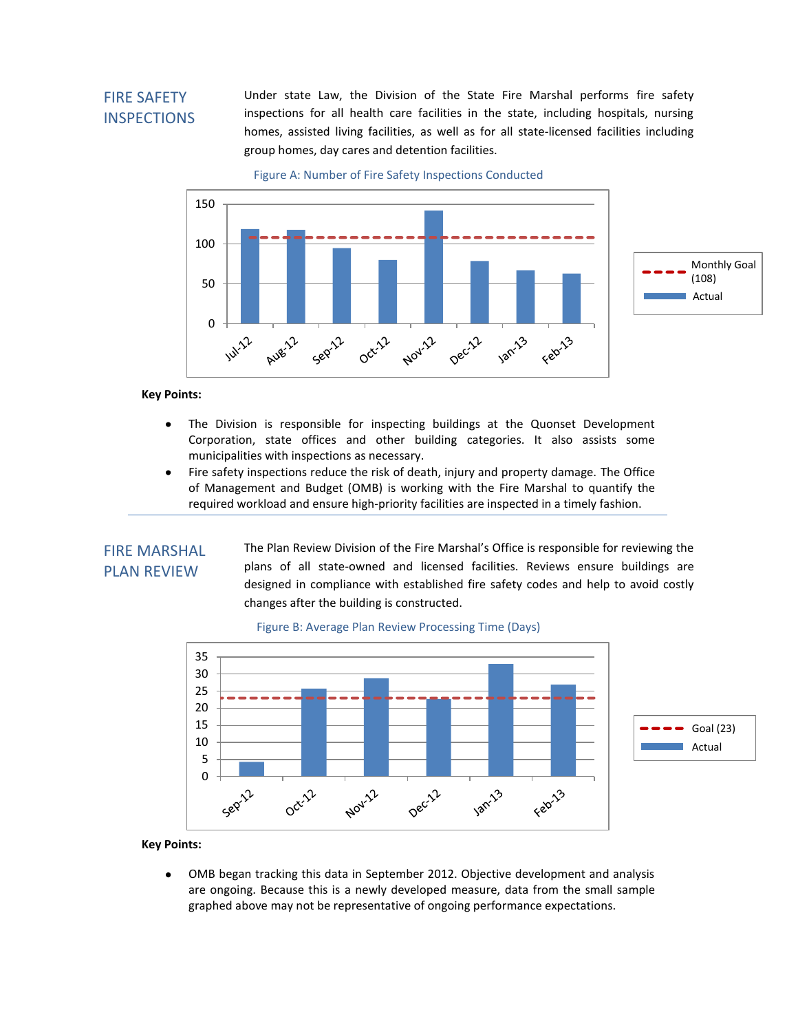## FIRE SAFETY INSPECTIONS

Under state Law, the Division of the State Fire Marshal performs fire safety inspections for all health care facilities in the state, including hospitals, nursing homes, assisted living facilities, as well as for all state-licensed facilities including group homes, day cares and detention facilities.

Figure A: Number of Fire Safety Inspections Conducted

**Key Points:**

- The Division is responsible for inspecting buildings at the Quonset Development Corporation, state offices and other building categories. It also assists some municipalities with inspections as necessary.
- Fire safety inspections reduce the risk of death, injury and property damage. The Office of Management and Budget (OMB) is working with the Fire Marshal to quantify the required workload and ensure high-priority facilities are inspected in a timely fashion.

## FIRE MARSHAL PLAN REVIEW

The Plan Review Division of the Fire Marshal's Office is responsible for reviewing the plans of all state-owned and licensed facilities. Reviews ensure buildings are designed in compliance with established fire safety codes and help to avoid costly changes after the building is constructed.

Figure B: Average Plan Review Processing Time (Days)

**Key Points:**

- OMB began tracking this data in September 2012. Objective development and analysis are ongoing. Because this is a newly developed measure, data from the small sample graphed above may not be representative of ongoing performance expectations.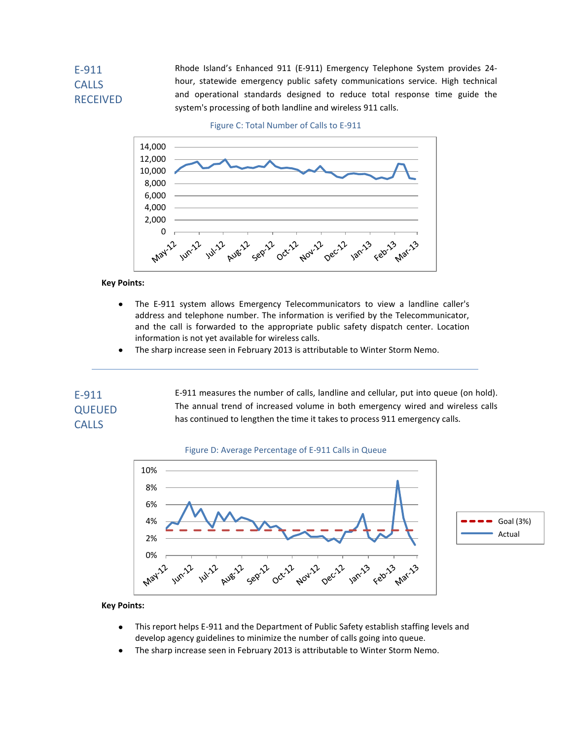## E-911 CALLS RECEIVED

Rhode Island's Enhanced 911 (E-911) Emergency Telephone System provides 24-hour, statewide emergency public safety communications service. High technical and operational standards designed to reduce total response time guide the system's processing of both landline and wireless 911 calls.

Figure C: Total Number of Calls to E-911

**Key Points:**

- The E-911 system allows Emergency Telecommunicators to view a landline caller's address and telephone number. The information is verified by the Telecommunicator, and the call is forwarded to the appropriate public safety dispatch center. Location information is not yet available for wireless calls.
- The sharp increase seen in February 2013 is attributable to Winter Storm Nemo.

---

## E-911 QUEUED CALLS

E-911 measures the number of calls, landline and cellular, put into queue (on hold). The annual trend of increased volume in both emergency wired and wireless calls has continued to lengthen the time it takes to process 911 emergency calls.

Figure D: Average Percentage of E-911 Calls in Queue

**Key Points:**

- This report helps E-911 and the Department of Public Safety establish staffing levels and develop agency guidelines to minimize the number of calls going into queue.
- The sharp increase seen in February 2013 is attributable to Winter Storm Nemo.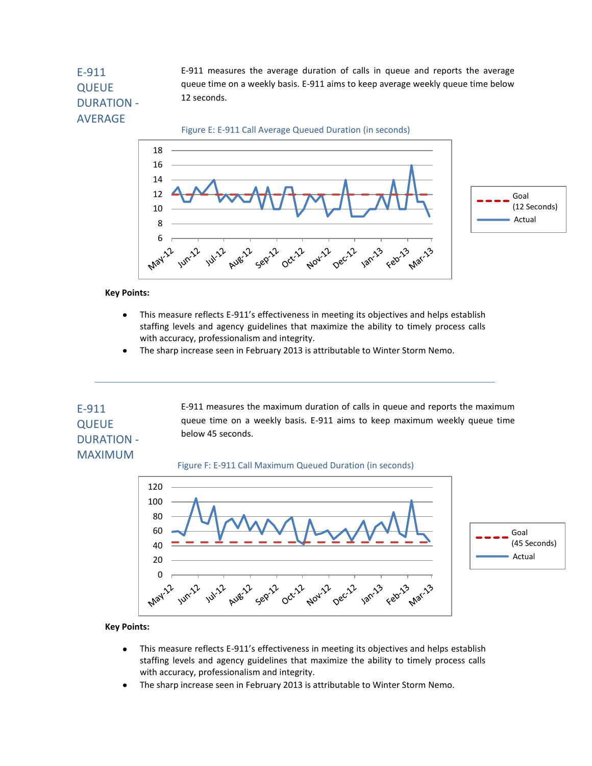## E-911 QUEUE DURATION - AVERAGE

E-911 measures the average duration of calls in queue and reports the average queue time on a weekly basis. E-911 aims to keep average weekly queue time below 12 seconds.

Figure E: E-911 Call Average Queued Duration (in seconds)

18
16
14
12
10
8
6

May-12 Jun-12 Jul-12 Aug-12 Sep-12 Oct-12 Nov-12 Dec-12 Jan-13 Feb-13 Mar-13

Goal (12 Seconds)
Actual

**Key Points:**

- This measure reflects E-911's effectiveness in meeting its objectives and helps establish staffing levels and agency guidelines that maximize the ability to timely process calls with accuracy, professionalism and integrity.
- The sharp increase seen in February 2013 is attributable to Winter Storm Nemo.

---

## E-911 QUEUE DURATION - MAXIMUM

E-911 measures the maximum duration of calls in queue and reports the maximum queue time on a weekly basis. E-911 aims to keep maximum weekly queue time below 45 seconds.

Figure F: E-911 Call Maximum Queued Duration (in seconds)

120
100
80
60
40
20
0

May-12 Jun-12 Jul-12 Aug-12 Sep-12 Oct-12 Nov-12 Dec-12 Jan-13 Feb-13 Mar-13

Goal (45 Seconds)
Actual

**Key Points:**

- This measure reflects E-911's effectiveness in meeting its objectives and helps establish staffing levels and agency guidelines that maximize the ability to timely process calls with accuracy, professionalism and integrity.
- The sharp increase seen in February 2013 is attributable to Winter Storm Nemo.